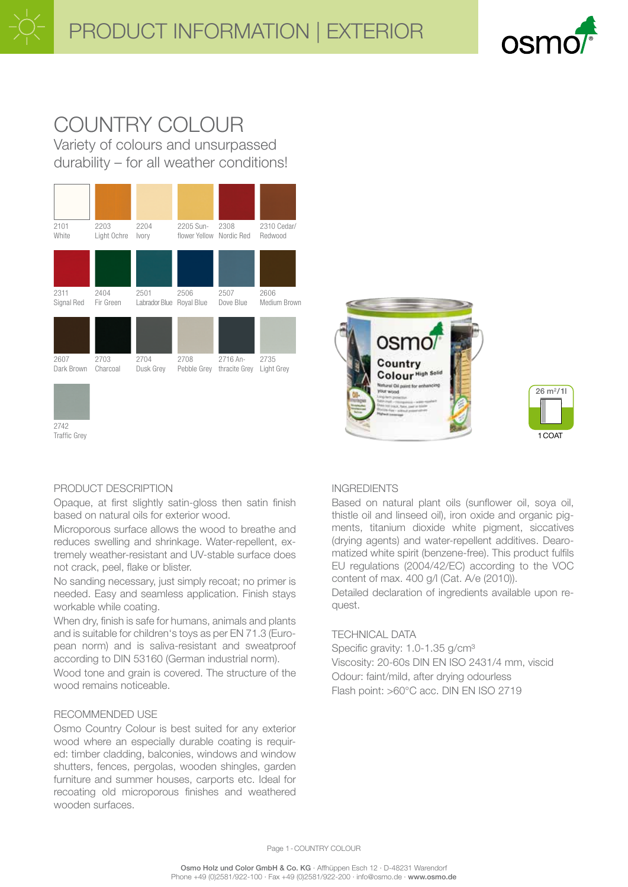# PRODUCT INFORMATION | EXTERIOR

## COUNTRY COLOUR

Variety of colours and unsurpassed durability – for all weather conditions!

2101 White
2203 Light Ochre
2204 Ivory
2205 Sunflower Yellow
2308 Nordic Red
2310 Cedar/Redwood
2311 Signal Red
2404 Fir Green
2501 Labrador Blue
2506 Royal Blue
2507 Dove Blue
2606 Medium Brown
2607 Dark Brown
2703 Charcoal
2704 Dusk Grey
2708 Pebble Grey
2716 Anthracite Grey
2735 Light Grey
2742 Traffic Grey

26 m²/1l

1 COAT

### PRODUCT DESCRIPTION

Opaque, at first slightly satin-gloss then satin finish based on natural oils for exterior wood.

Microporous surface allows the wood to breathe and reduces swelling and shrinkage. Water-repellent, extremely weather-resistant and UV-stable surface does not crack, peel, flake or blister.

No sanding necessary, just simply recoat; no primer is needed. Easy and seamless application. Finish stays workable while coating.

When dry, finish is safe for humans, animals and plants and is suitable for children's toys as per EN 71.3 (European norm) and is saliva-resistant and sweatproof according to DIN 53160 (German industrial norm).

Wood tone and grain is covered. The structure of the wood remains noticeable.

### RECOMMENDED USE

Osmo Country Colour is best suited for any exterior wood where an especially durable coating is required: timber cladding, balconies, windows and window shutters, fences, pergolas, wooden shingles, garden furniture and summer houses, carports etc. Ideal for recoating old microporous finishes and weathered wooden surfaces.

### INGREDIENTS

Based on natural plant oils (sunflower oil, soya oil, thistle oil and linseed oil), iron oxide and organic pigments, titanium dioxide white pigment, siccatives (drying agents) and water-repellent additives. Dearomatized white spirit (benzene-free). This product fulfils EU regulations (2004/42/EC) according to the VOC content of max. 400 g/l (Cat. A/e (2010)).

Detailed declaration of ingredients available upon request.

### TECHNICAL DATA

Specific gravity: 1.0-1.35 g/cm³
Viscosity: 20-60s DIN EN ISO 2431/4 mm, viscid
Odour: faint/mild, after drying odourless
Flash point: >60°C acc. DIN EN ISO 2719

**Osmo Holz und Color GmbH & Co. KG** · Affhüppen Esch 12 · D-48231 Warendorf
Phone +49 (0)2581/922-100 · Fax +49 (0)2581/922-200 · info@osmo.de · **www.osmo.de**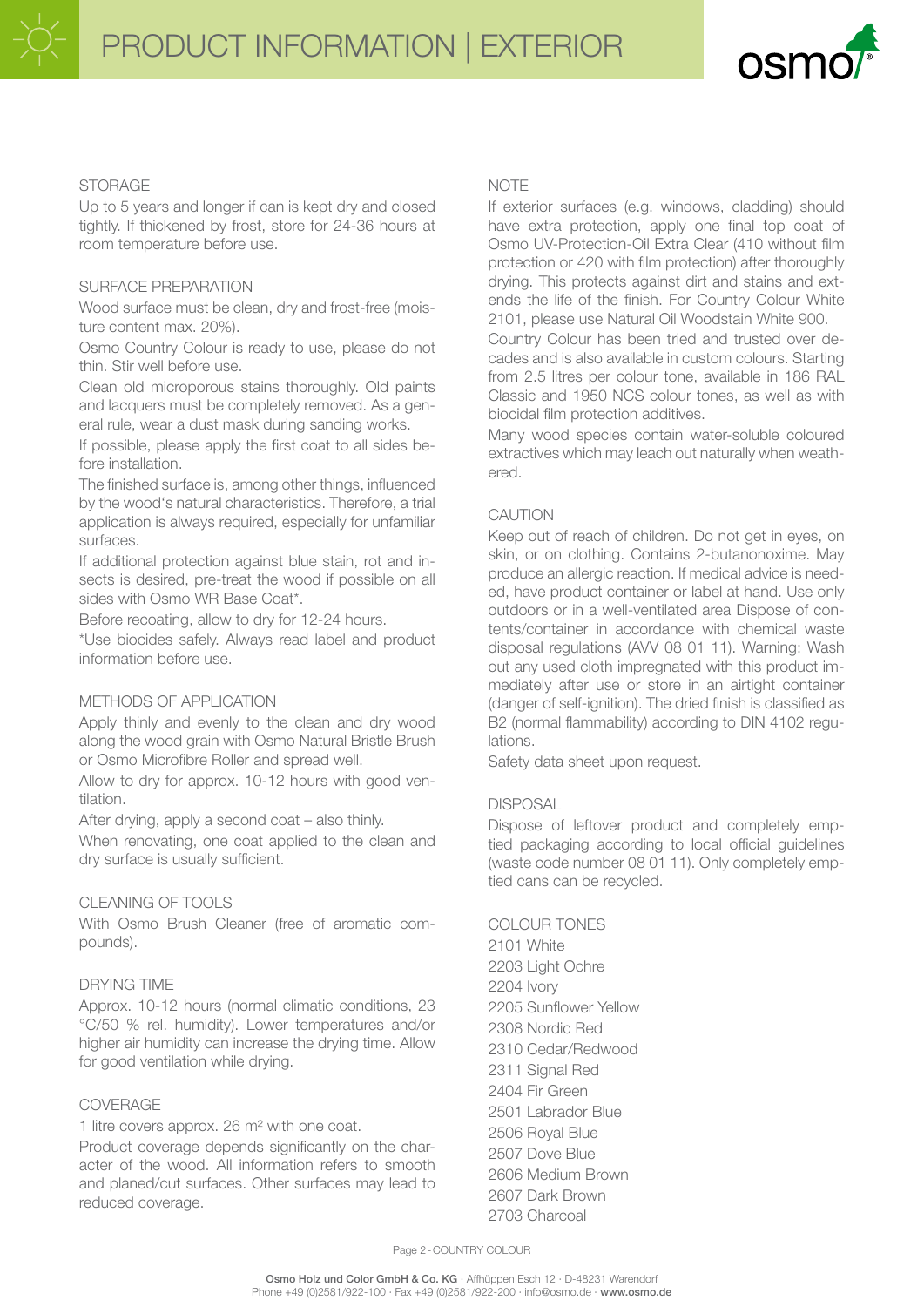## STORAGE

Up to 5 years and longer if can is kept dry and closed tightly. If thickened by frost, store for 24-36 hours at room temperature before use.

## SURFACE PREPARATION

Wood surface must be clean, dry and frost-free (moisture content max. 20%).

Osmo Country Colour is ready to use, please do not thin. Stir well before use.

Clean old microporous stains thoroughly. Old paints and lacquers must be completely removed. As a general rule, wear a dust mask during sanding works.

If possible, please apply the first coat to all sides before installation.

The finished surface is, among other things, influenced by the wood's natural characteristics. Therefore, a trial application is always required, especially for unfamiliar surfaces.

If additional protection against blue stain, rot and insects is desired, pre-treat the wood if possible on all sides with Osmo WR Base Coat*.

Before recoating, allow to dry for 12-24 hours.

*Use biocides safely. Always read label and product information before use.

## METHODS OF APPLICATION

Apply thinly and evenly to the clean and dry wood along the wood grain with Osmo Natural Bristle Brush or Osmo Microfibre Roller and spread well.

Allow to dry for approx. 10-12 hours with good ventilation.

After drying, apply a second coat – also thinly.

When renovating, one coat applied to the clean and dry surface is usually sufficient.

## CLEANING OF TOOLS

With Osmo Brush Cleaner (free of aromatic compounds).

## DRYING TIME

Approx. 10-12 hours (normal climatic conditions, 23 °C/50 % rel. humidity). Lower temperatures and/or higher air humidity can increase the drying time. Allow for good ventilation while drying.

## COVERAGE

1 litre covers approx. 26 m² with one coat.

Product coverage depends significantly on the character of the wood. All information refers to smooth and planed/cut surfaces. Other surfaces may lead to reduced coverage.

## NOTE

If exterior surfaces (e.g. windows, cladding) should have extra protection, apply one final top coat of Osmo UV-Protection-Oil Extra Clear (410 without film protection or 420 with film protection) after thoroughly drying. This protects against dirt and stains and extends the life of the finish. For Country Colour White 2101, please use Natural Oil Woodstain White 900.

Country Colour has been tried and trusted over decades and is also available in custom colours. Starting from 2.5 litres per colour tone, available in 186 RAL Classic and 1950 NCS colour tones, as well as with biocidal film protection additives.

Many wood species contain water-soluble coloured extractives which may leach out naturally when weathered.

## CAUTION

Keep out of reach of children. Do not get in eyes, on skin, or on clothing. Contains 2-butanonoxime. May produce an allergic reaction. If medical advice is needed, have product container or label at hand. Use only outdoors or in a well-ventilated area Dispose of contents/container in accordance with chemical waste disposal regulations (AVV 08 01 11). Warning: Wash out any used cloth impregnated with this product immediately after use or store in an airtight container (danger of self-ignition). The dried finish is classified as B2 (normal flammability) according to DIN 4102 regulations.

Safety data sheet upon request.

## DISPOSAL

Dispose of leftover product and completely emptied packaging according to local official guidelines (waste code number 08 01 11). Only completely emptied cans can be recycled.

## COLOUR TONES

2101 White
2203 Light Ochre
2204 Ivory
2205 Sunflower Yellow
2308 Nordic Red
2310 Cedar/Redwood
2311 Signal Red
2404 Fir Green
2501 Labrador Blue
2506 Royal Blue
2507 Dove Blue
2606 Medium Brown
2607 Dark Brown
2703 Charcoal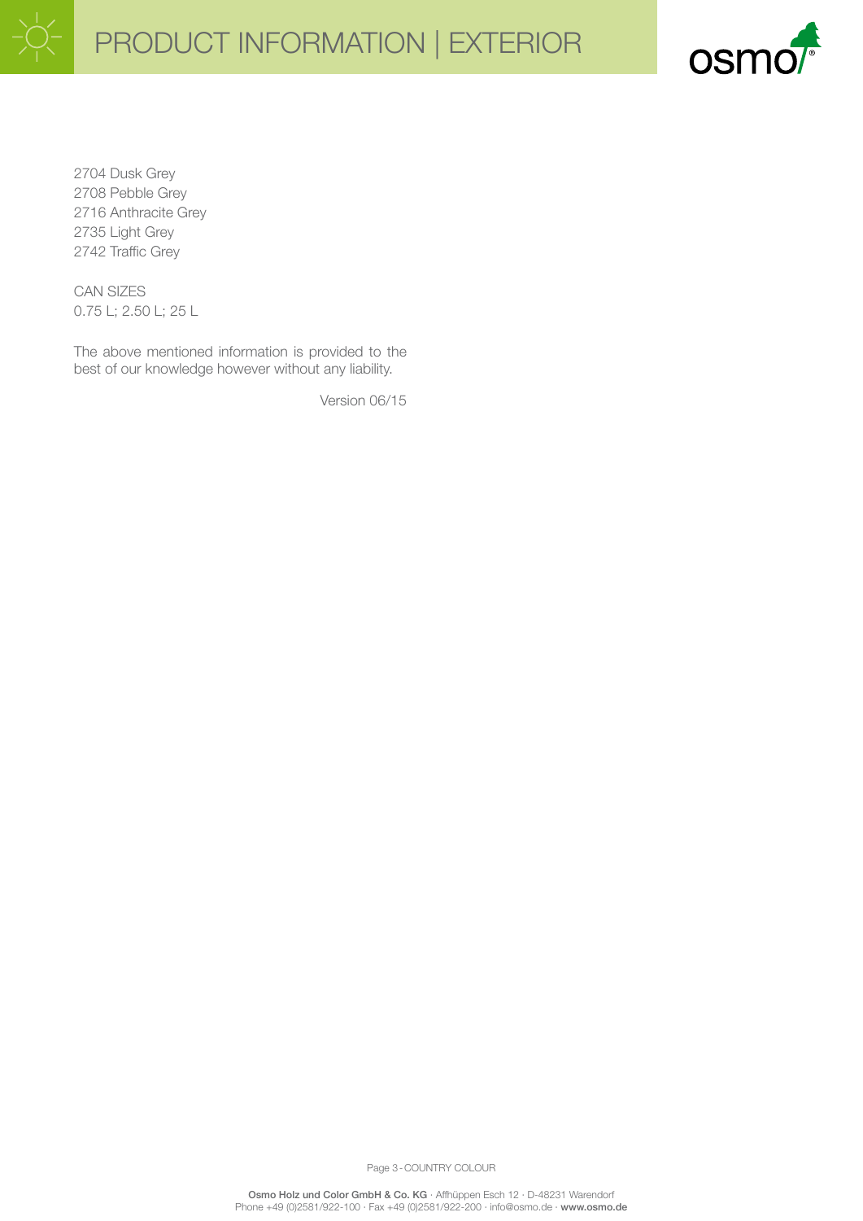2704 Dusk Grey
2708 Pebble Grey
2716 Anthracite Grey
2735 Light Grey
2742 Traffic Grey

CAN SIZES
0.75 L; 2.50 L; 25 L

The above mentioned information is provided to the best of our knowledge however without any liability.

Version 06/15

**Osmo Holz und Color GmbH & Co. KG** · Affhüppen Esch 12 · D-48231 Warendorf
Phone +49 (0)2581/922-100 · Fax +49 (0)2581/922-200 · info@osmo.de · **www.osmo.de**